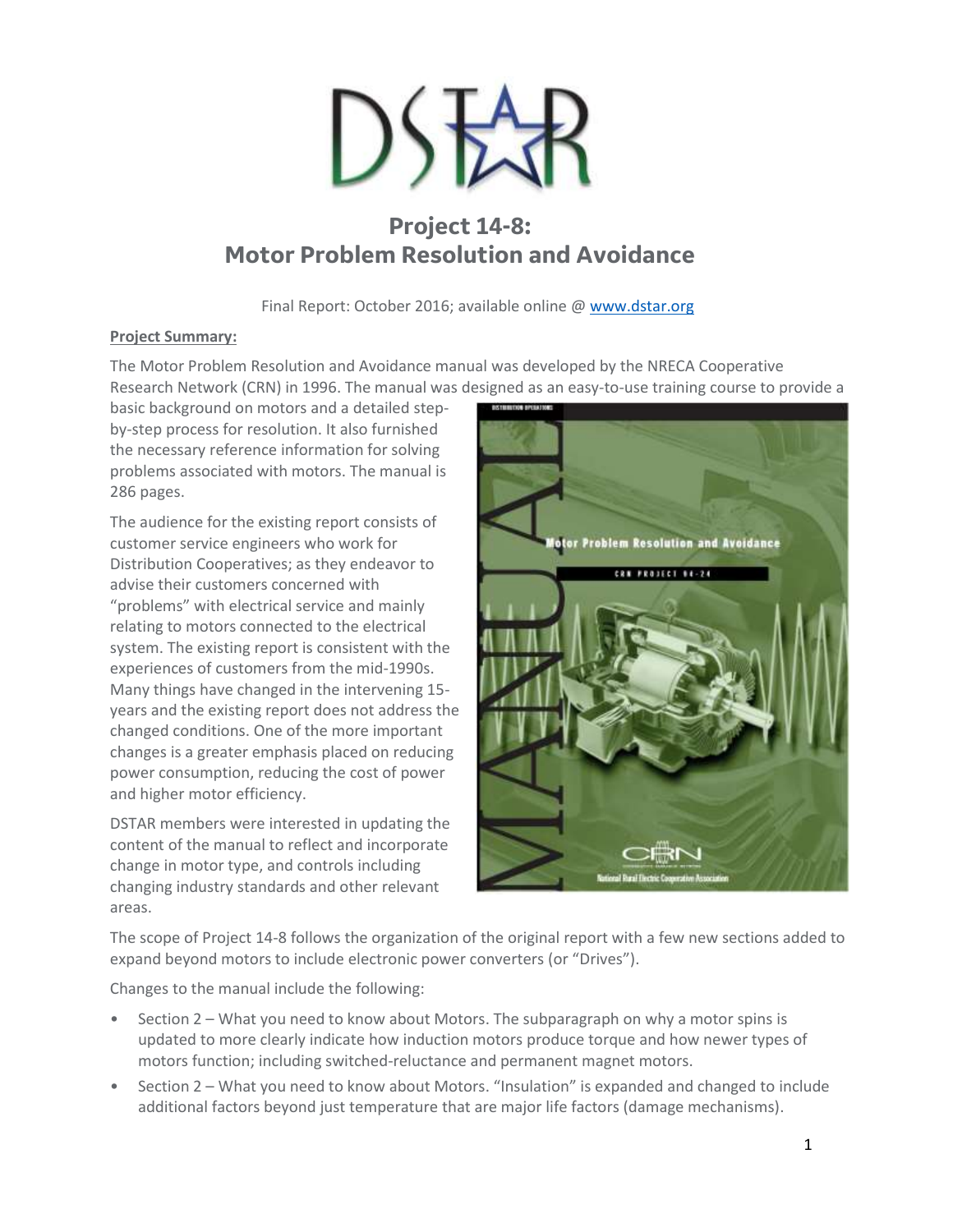# Project 14-8: Motor Problem Resolution and Avoidance

Final Report: October 2016; available online @ [www.dstar.org](www.dstar.org)

**Project Summary:**

The Motor Problem Resolution and Avoidance manual was developed by the NRECA Cooperative Research Network (CRN) in 1996. The manual was designed as an easy-to-use training course to provide a basic background on motors and a detailed step-by-step process for resolution. It also furnished the necessary reference information for solving problems associated with motors. The manual is 286 pages.

The audience for the existing report consists of customer service engineers who work for Distribution Cooperatives; as they endeavor to advise their customers concerned with "problems" with electrical service and mainly relating to motors connected to the electrical system. The existing report is consistent with the experiences of customers from the mid-1990s. Many things have changed in the intervening 15-years and the existing report does not address the changed conditions. One of the more important changes is a greater emphasis placed on reducing power consumption, reducing the cost of power and higher motor efficiency.

DSTAR members were interested in updating the content of the manual to reflect and incorporate change in motor type, and controls including changing industry standards and other relevant areas.

The scope of Project 14-8 follows the organization of the original report with a few new sections added to expand beyond motors to include electronic power converters (or "Drives").

Changes to the manual include the following:

- Section 2 – What you need to know about Motors. The subparagraph on why a motor spins is updated to more clearly indicate how induction motors produce torque and how newer types of motors function; including switched-reluctance and permanent magnet motors.
- Section 2 – What you need to know about Motors. "Insulation" is expanded and changed to include additional factors beyond just temperature that are major life factors (damage mechanisms).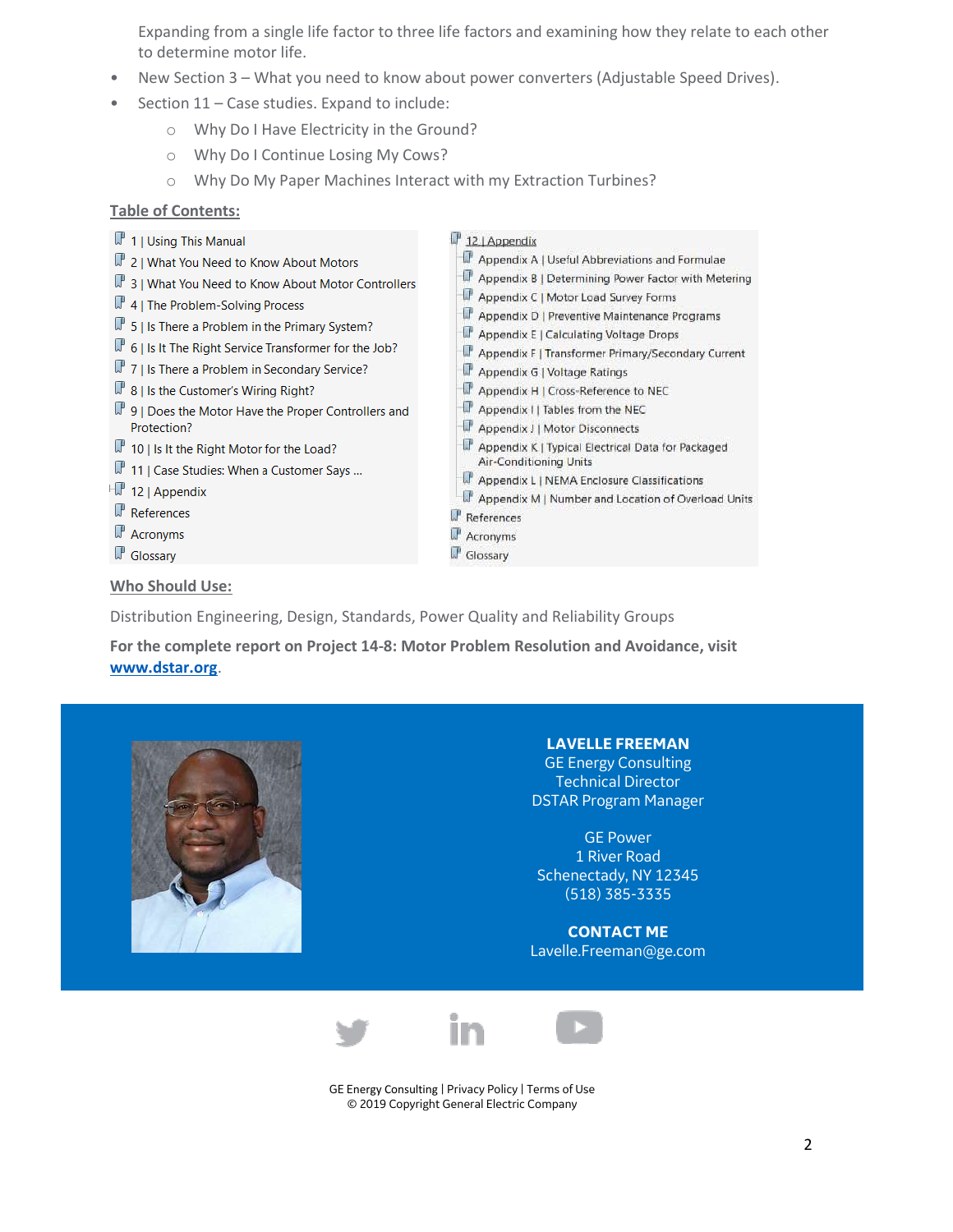Expanding from a single life factor to three life factors and examining how they relate to each other to determine motor life.

- New Section 3 – What you need to know about power converters (Adjustable Speed Drives).
- Section 11 – Case studies. Expand to include:
  - Why Do I Have Electricity in the Ground?
  - Why Do I Continue Losing My Cows?
  - Why Do My Paper Machines Interact with my Extraction Turbines?

## Table of Contents:

- 1 | Using This Manual
- 2 | What You Need to Know About Motors
- 3 | What You Need to Know About Motor Controllers
- 4 | The Problem-Solving Process
- 5 | Is There a Problem in the Primary System?
- 6 | Is It The Right Service Transformer for the Job?
- 7 | Is There a Problem in Secondary Service?
- 8 | Is the Customer's Wiring Right?
- 9 | Does the Motor Have the Proper Controllers and Protection?
- 10 | Is It the Right Motor for the Load?
- 11 | Case Studies: When a Customer Says ...
- 12 | Appendix
- References
- Acronyms
- Glossary

- 12 | Appendix
  - Appendix A | Useful Abbreviations and Formulae
  - Appendix B | Determining Power Factor with Metering
  - Appendix C | Motor Load Survey Forms
  - Appendix D | Preventive Maintenance Programs
  - Appendix E | Calculating Voltage Drops
  - Appendix F | Transformer Primary/Secondary Current
  - Appendix G | Voltage Ratings
  - Appendix H | Cross-Reference to NEC
  - Appendix I | Tables from the NEC
  - Appendix J | Motor Disconnects
  - Appendix K | Typical Electrical Data for Packaged Air-Conditioning Units
  - Appendix L | NEMA Enclosure Classifications
  - Appendix M | Number and Location of Overload Units
- References
- Acronyms
- Glossary

## Who Should Use:

Distribution Engineering, Design, Standards, Power Quality and Reliability Groups

**For the complete report on Project 14-8: Motor Problem Resolution and Avoidance, visit www.dstar.org.**

**LAVELLE FREEMAN**
GE Energy Consulting
Technical Director
DSTAR Program Manager

GE Power
1 River Road
Schenectady, NY 12345
(518) 385-3335

**CONTACT ME**
Lavelle.Freeman@ge.com

GE Energy Consulting | Privacy Policy | Terms of Use
© 2019 Copyright General Electric Company